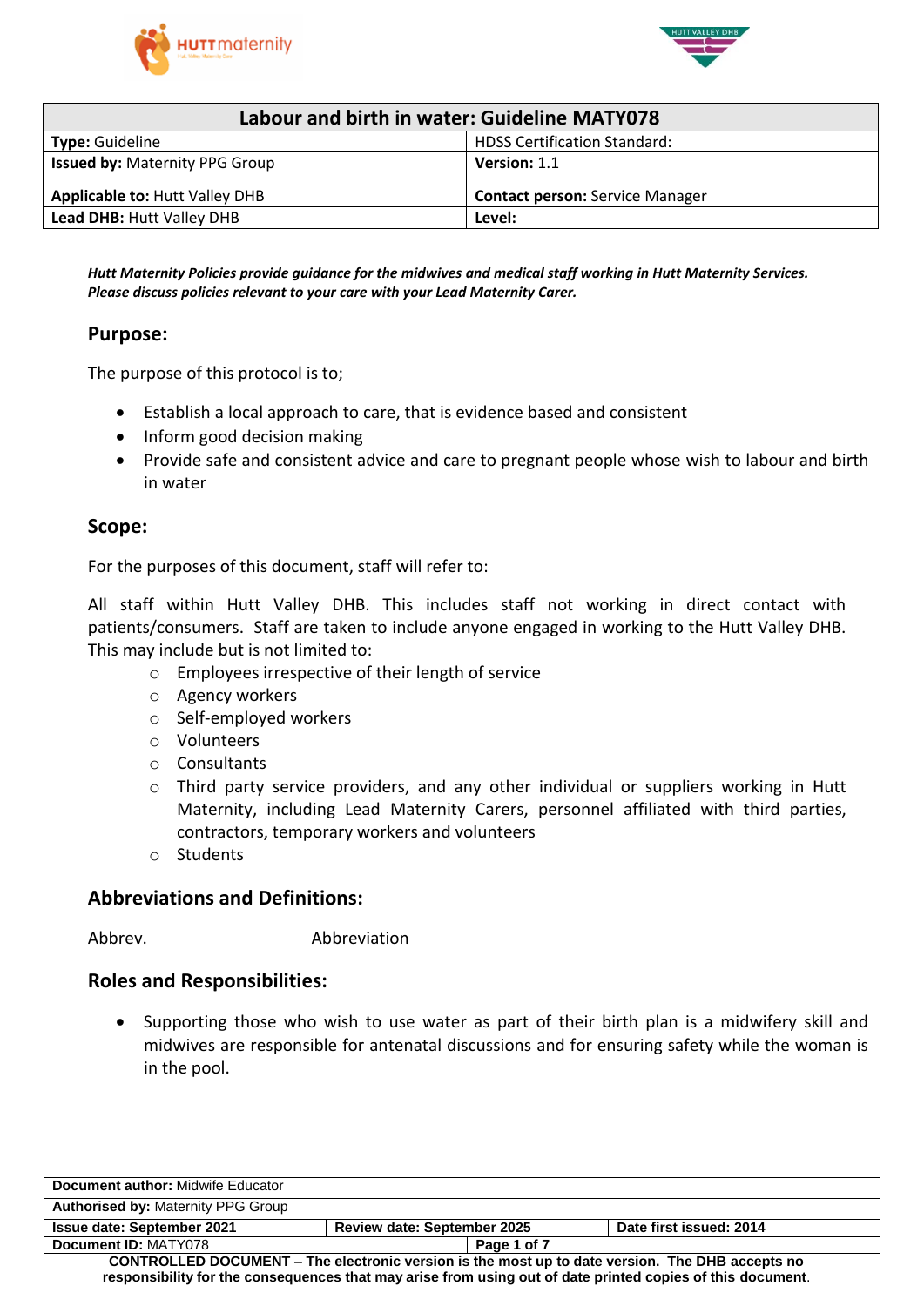| Labour and birth in water: Guideline MATY078 | |
|---|---|
| **Type:** Guideline | HDSS Certification Standard: |
| **Issued by:** Maternity PPG Group | **Version:** 1.1 |
| **Applicable to:** Hutt Valley DHB | **Contact person:** Service Manager |
| **Lead DHB:** Hutt Valley DHB | **Level:** |

***Hutt Maternity Policies provide guidance for the midwives and medical staff working in Hutt Maternity Services. Please discuss policies relevant to your care with your Lead Maternity Carer.***

## Purpose:

The purpose of this protocol is to;

- Establish a local approach to care, that is evidence based and consistent
- Inform good decision making
- Provide safe and consistent advice and care to pregnant people whose wish to labour and birth in water

## Scope:

For the purposes of this document, staff will refer to:

All staff within Hutt Valley DHB. This includes staff not working in direct contact with patients/consumers. Staff are taken to include anyone engaged in working to the Hutt Valley DHB. This may include but is not limited to:

- Employees irrespective of their length of service
- Agency workers
- Self-employed workers
- Volunteers
- Consultants
- Third party service providers, and any other individual or suppliers working in Hutt Maternity, including Lead Maternity Carers, personnel affiliated with third parties, contractors, temporary workers and volunteers
- Students

## Abbreviations and Definitions:

| Abbrev. | Abbreviation |
|---|---|

## Roles and Responsibilities:

- Supporting those who wish to use water as part of their birth plan is a midwifery skill and midwives are responsible for antenatal discussions and for ensuring safety while the woman is in the pool.

| **Document author:** Midwife Educator | | |
|---|---|---|
| **Authorised by:** Maternity PPG Group | | |
| **Issue date: September 2021** | **Review date: September 2025** | **Date first issued: 2014** |
| **Document ID:** MATY078 | | |

**CONTROLLED DOCUMENT – The electronic version is the most up to date version. The DHB accepts no responsibility for the consequences that may arise from using out of date printed copies of this document.**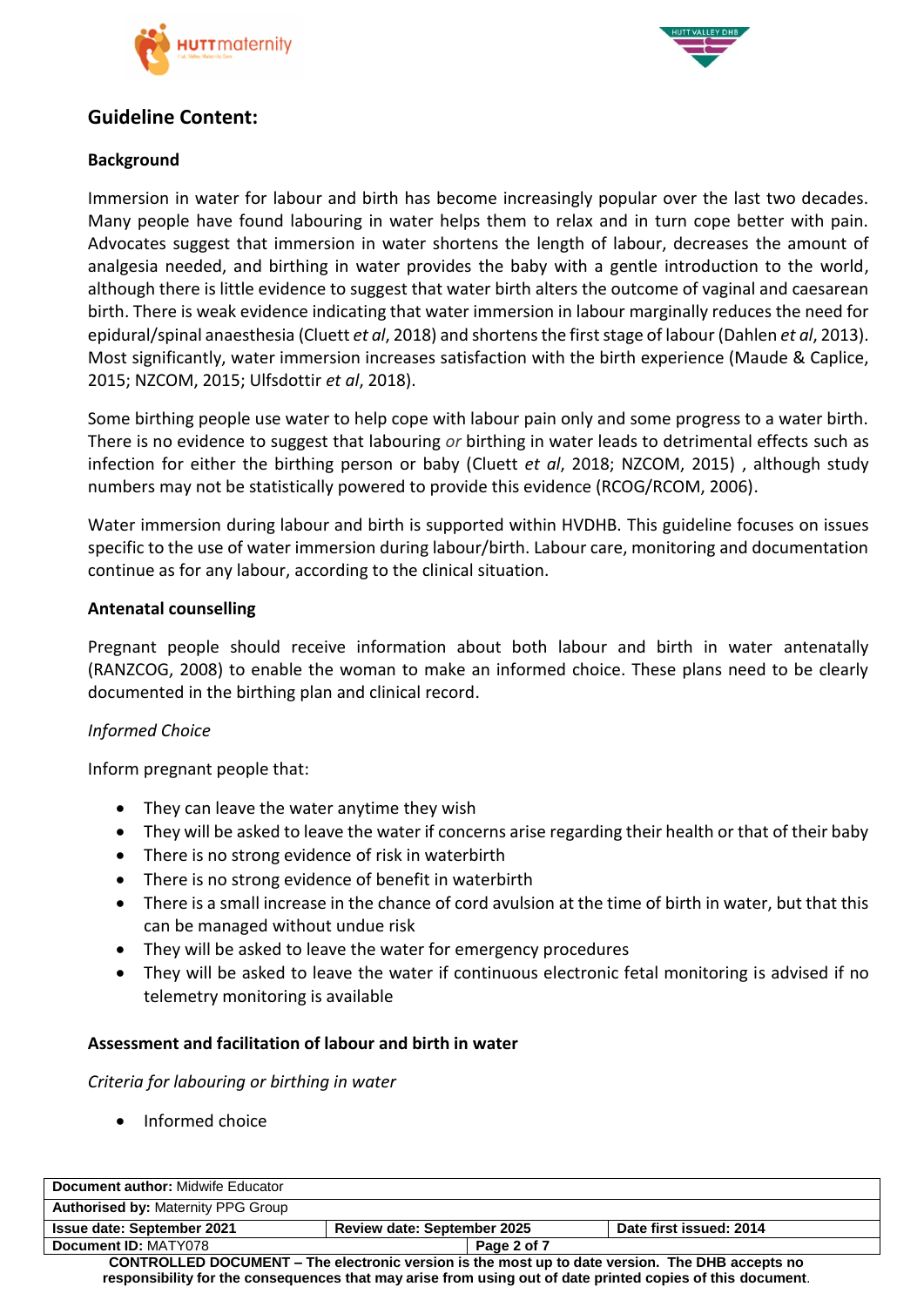## Guideline Content:

### Background

Immersion in water for labour and birth has become increasingly popular over the last two decades. Many people have found labouring in water helps them to relax and in turn cope better with pain. Advocates suggest that immersion in water shortens the length of labour, decreases the amount of analgesia needed, and birthing in water provides the baby with a gentle introduction to the world, although there is little evidence to suggest that water birth alters the outcome of vaginal and caesarean birth. There is weak evidence indicating that water immersion in labour marginally reduces the need for epidural/spinal anaesthesia (Cluett *et al*, 2018) and shortens the first stage of labour (Dahlen *et al*, 2013). Most significantly, water immersion increases satisfaction with the birth experience (Maude & Caplice, 2015; NZCOM, 2015; Ulfsdottir *et al*, 2018).

Some birthing people use water to help cope with labour pain only and some progress to a water birth. There is no evidence to suggest that labouring *or* birthing in water leads to detrimental effects such as infection for either the birthing person or baby (Cluett *et al*, 2018; NZCOM, 2015) , although study numbers may not be statistically powered to provide this evidence (RCOG/RCOM, 2006).

Water immersion during labour and birth is supported within HVDHB. This guideline focuses on issues specific to the use of water immersion during labour/birth. Labour care, monitoring and documentation continue as for any labour, according to the clinical situation.

### Antenatal counselling

Pregnant people should receive information about both labour and birth in water antenatally (RANZCOG, 2008) to enable the woman to make an informed choice. These plans need to be clearly documented in the birthing plan and clinical record.

*Informed Choice*

Inform pregnant people that:

- They can leave the water anytime they wish
- They will be asked to leave the water if concerns arise regarding their health or that of their baby
- There is no strong evidence of risk in waterbirth
- There is no strong evidence of benefit in waterbirth
- There is a small increase in the chance of cord avulsion at the time of birth in water, but that this can be managed without undue risk
- They will be asked to leave the water for emergency procedures
- They will be asked to leave the water if continuous electronic fetal monitoring is advised if no telemetry monitoring is available

### Assessment and facilitation of labour and birth in water

*Criteria for labouring or birthing in water*

- Informed choice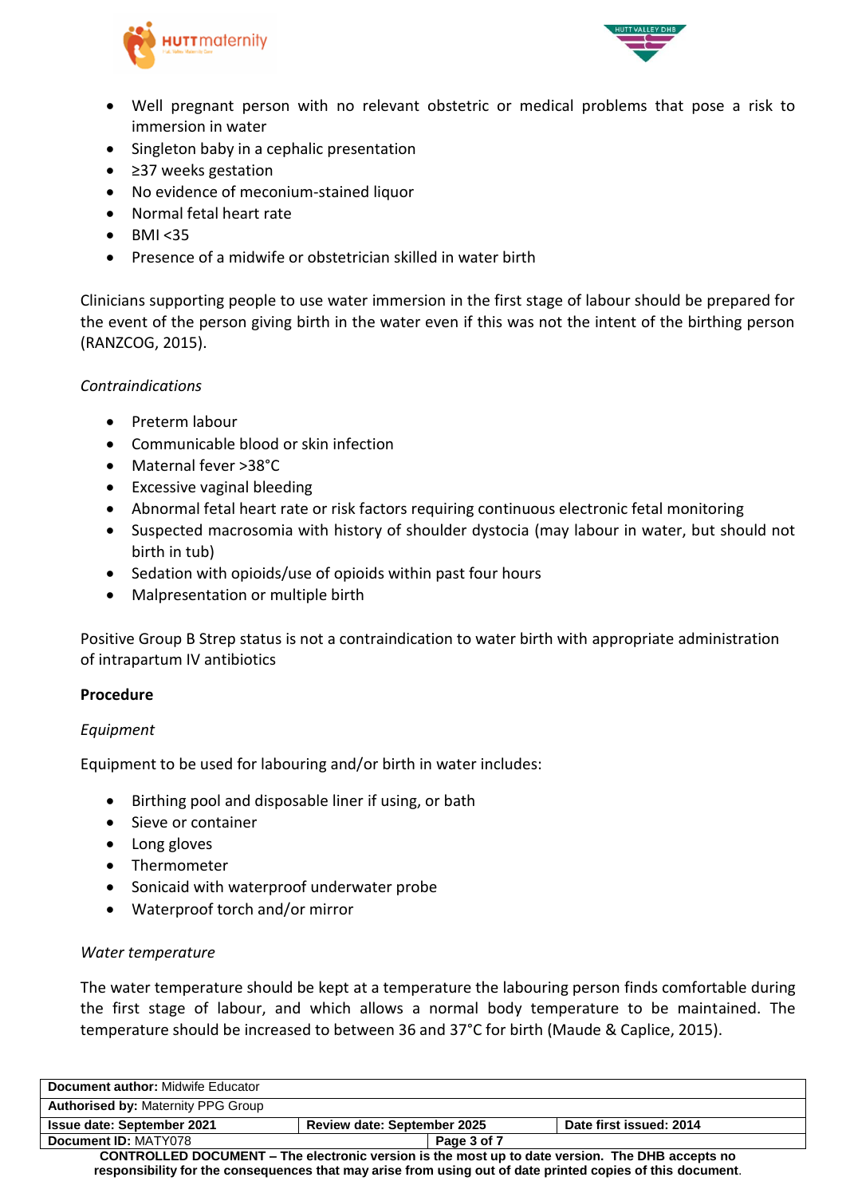- Well pregnant person with no relevant obstetric or medical problems that pose a risk to immersion in water
- Singleton baby in a cephalic presentation
- ≥37 weeks gestation
- No evidence of meconium-stained liquor
- Normal fetal heart rate
- BMI <35
- Presence of a midwife or obstetrician skilled in water birth

Clinicians supporting people to use water immersion in the first stage of labour should be prepared for the event of the person giving birth in the water even if this was not the intent of the birthing person (RANZCOG, 2015).

*Contraindications*

- Preterm labour
- Communicable blood or skin infection
- Maternal fever >38°C
- Excessive vaginal bleeding
- Abnormal fetal heart rate or risk factors requiring continuous electronic fetal monitoring
- Suspected macrosomia with history of shoulder dystocia (may labour in water, but should not birth in tub)
- Sedation with opioids/use of opioids within past four hours
- Malpresentation or multiple birth

Positive Group B Strep status is not a contraindication to water birth with appropriate administration of intrapartum IV antibiotics

**Procedure**

*Equipment*

Equipment to be used for labouring and/or birth in water includes:

- Birthing pool and disposable liner if using, or bath
- Sieve or container
- Long gloves
- Thermometer
- Sonicaid with waterproof underwater probe
- Waterproof torch and/or mirror

*Water temperature*

The water temperature should be kept at a temperature the labouring person finds comfortable during the first stage of labour, and which allows a normal body temperature to be maintained. The temperature should be increased to between 36 and 37°C for birth (Maude & Caplice, 2015).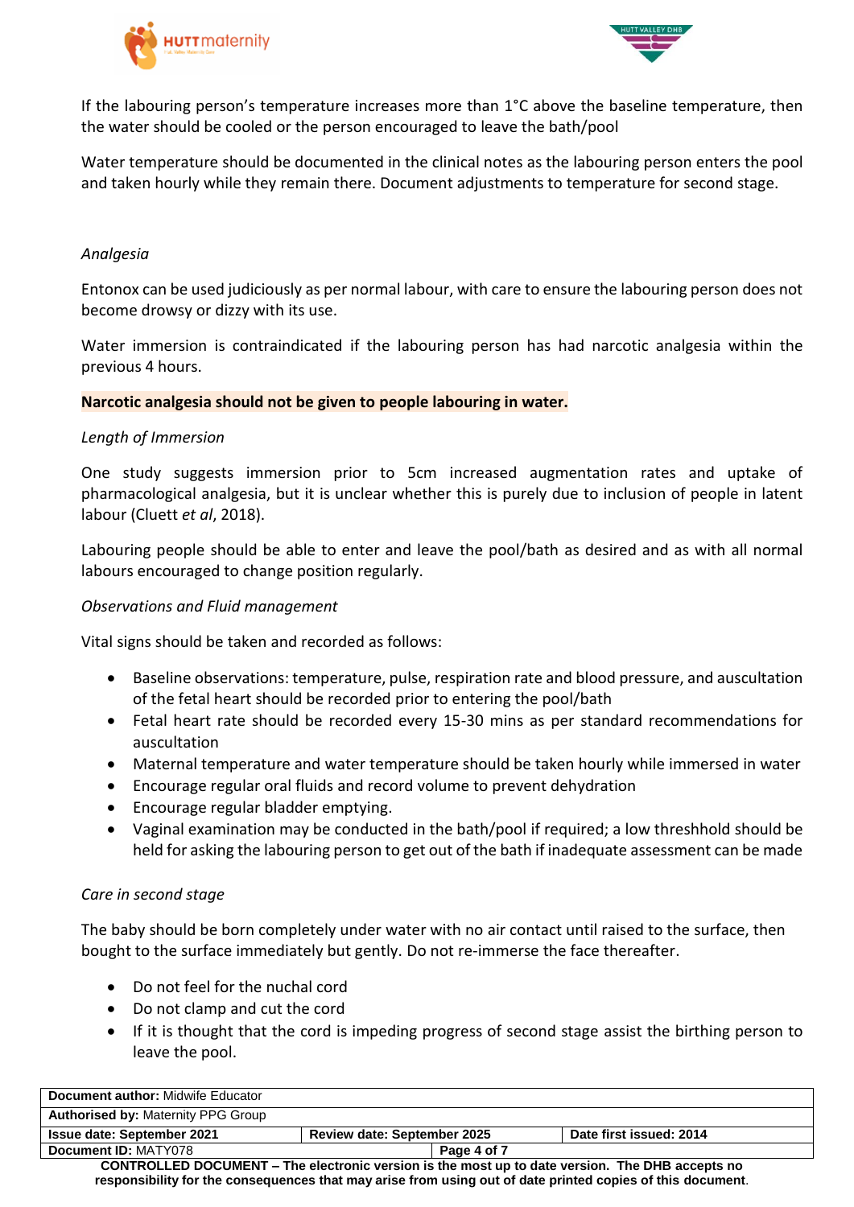If the labouring person's temperature increases more than 1°C above the baseline temperature, then the water should be cooled or the person encouraged to leave the bath/pool

Water temperature should be documented in the clinical notes as the labouring person enters the pool and taken hourly while they remain there. Document adjustments to temperature for second stage.

*Analgesia*

Entonox can be used judiciously as per normal labour, with care to ensure the labouring person does not become drowsy or dizzy with its use.

Water immersion is contraindicated if the labouring person has had narcotic analgesia within the previous 4 hours.

**Narcotic analgesia should not be given to people labouring in water.**

*Length of Immersion*

One study suggests immersion prior to 5cm increased augmentation rates and uptake of pharmacological analgesia, but it is unclear whether this is purely due to inclusion of people in latent labour (Cluett *et al*, 2018).

Labouring people should be able to enter and leave the pool/bath as desired and as with all normal labours encouraged to change position regularly.

*Observations and Fluid management*

Vital signs should be taken and recorded as follows:

- Baseline observations: temperature, pulse, respiration rate and blood pressure, and auscultation of the fetal heart should be recorded prior to entering the pool/bath
- Fetal heart rate should be recorded every 15-30 mins as per standard recommendations for auscultation
- Maternal temperature and water temperature should be taken hourly while immersed in water
- Encourage regular oral fluids and record volume to prevent dehydration
- Encourage regular bladder emptying.
- Vaginal examination may be conducted in the bath/pool if required; a low threshhold should be held for asking the labouring person to get out of the bath if inadequate assessment can be made

*Care in second stage*

The baby should be born completely under water with no air contact until raised to the surface, then bought to the surface immediately but gently. Do not re-immerse the face thereafter.

- Do not feel for the nuchal cord
- Do not clamp and cut the cord
- If it is thought that the cord is impeding progress of second stage assist the birthing person to leave the pool.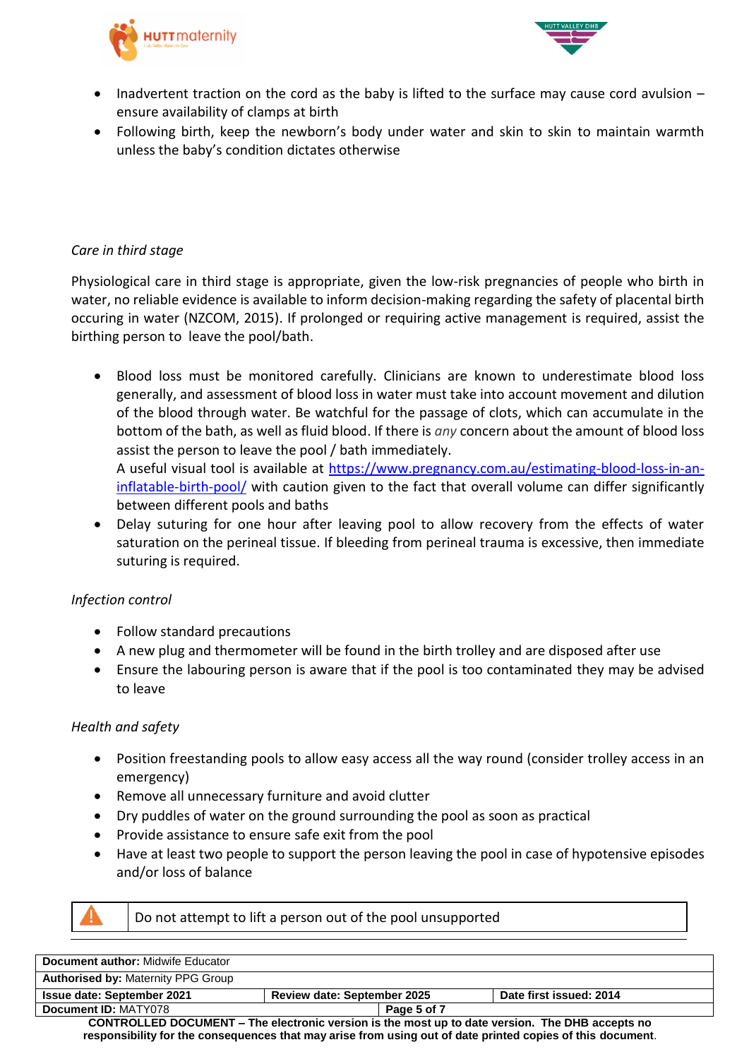- Inadvertent traction on the cord as the baby is lifted to the surface may cause cord avulsion – ensure availability of clamps at birth
- Following birth, keep the newborn's body under water and skin to skin to maintain warmth unless the baby's condition dictates otherwise

*Care in third stage*

Physiological care in third stage is appropriate, given the low-risk pregnancies of people who birth in water, no reliable evidence is available to inform decision-making regarding the safety of placental birth occuring in water (NZCOM, 2015). If prolonged or requiring active management is required, assist the birthing person to leave the pool/bath.

- Blood loss must be monitored carefully. Clinicians are known to underestimate blood loss generally, and assessment of blood loss in water must take into account movement and dilution of the blood through water. Be watchful for the passage of clots, which can accumulate in the bottom of the bath, as well as fluid blood. If there is *any* concern about the amount of blood loss assist the person to leave the pool / bath immediately.
  A useful visual tool is available at [https://www.pregnancy.com.au/estimating-blood-loss-in-an-inflatable-birth-pool/](https://www.pregnancy.com.au/estimating-blood-loss-in-an-inflatable-birth-pool/) with caution given to the fact that overall volume can differ significantly between different pools and baths
- Delay suturing for one hour after leaving pool to allow recovery from the effects of water saturation on the perineal tissue. If bleeding from perineal trauma is excessive, then immediate suturing is required.

*Infection control*

- Follow standard precautions
- A new plug and thermometer will be found in the birth trolley and are disposed after use
- Ensure the labouring person is aware that if the pool is too contaminated they may be advised to leave

*Health and safety*

- Position freestanding pools to allow easy access all the way round (consider trolley access in an emergency)
- Remove all unnecessary furniture and avoid clutter
- Dry puddles of water on the ground surrounding the pool as soon as practical
- Provide assistance to ensure safe exit from the pool
- Have at least two people to support the person leaving the pool in case of hypotensive episodes and/or loss of balance

| ⚠ | Do not attempt to lift a person out of the pool unsupported |
|---|---|

| **Document author:** Midwife Educator | | |
|---|---|---|
| **Authorised by:** Maternity PPG Group | | |
| **Issue date: September 2021** | **Review date: September 2025** | **Date first issued: 2014** |
| **Document ID:** MATY078 | | |

**CONTROLLED DOCUMENT – The electronic version is the most up to date version. The DHB accepts no responsibility for the consequences that may arise from using out of date printed copies of this document.**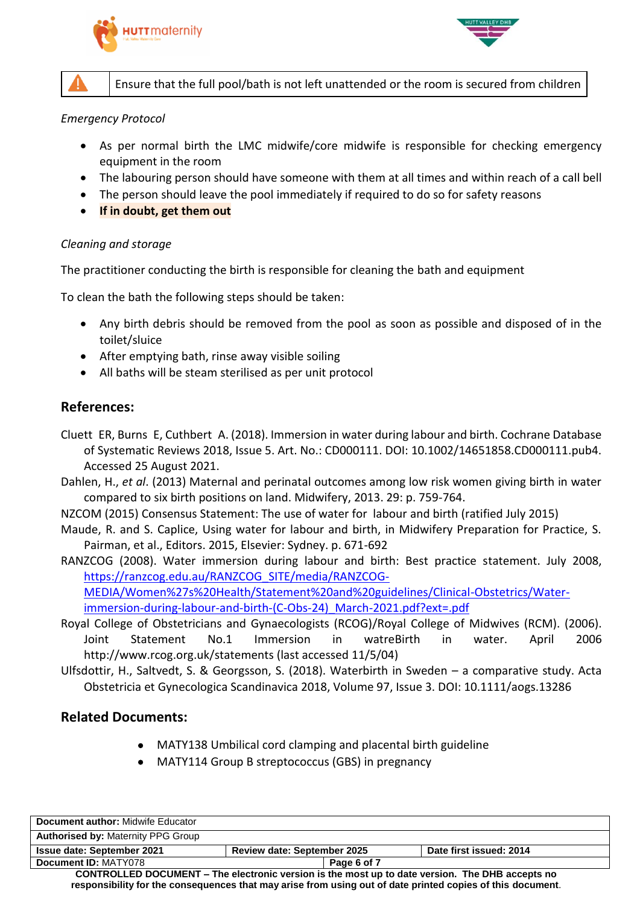| ⚠ | Ensure that the full pool/bath is not left unattended or the room is secured from children |
|---|---|

*Emergency Protocol*

- As per normal birth the LMC midwife/core midwife is responsible for checking emergency equipment in the room
- The labouring person should have someone with them at all times and within reach of a call bell
- The person should leave the pool immediately if required to do so for safety reasons
- **If in doubt, get them out**

*Cleaning and storage*

The practitioner conducting the birth is responsible for cleaning the bath and equipment

To clean the bath the following steps should be taken:

- Any birth debris should be removed from the pool as soon as possible and disposed of in the toilet/sluice
- After emptying bath, rinse away visible soiling
- All baths will be steam sterilised as per unit protocol

## References:

Cluett ER, Burns E, Cuthbert A. (2018). Immersion in water during labour and birth. Cochrane Database of Systematic Reviews 2018, Issue 5. Art. No.: CD000111. DOI: 10.1002/14651858.CD000111.pub4. Accessed 25 August 2021.

Dahlen, H., *et al*. (2013) Maternal and perinatal outcomes among low risk women giving birth in water compared to six birth positions on land. Midwifery, 2013. 29: p. 759-764.

NZCOM (2015) Consensus Statement: The use of water for labour and birth (ratified July 2015)

Maude, R. and S. Caplice, Using water for labour and birth, in Midwifery Preparation for Practice, S. Pairman, et al., Editors. 2015, Elsevier: Sydney. p. 671-692

RANZCOG (2008). Water immersion during labour and birth: Best practice statement. July 2008, https://ranzcog.edu.au/RANZCOG_SITE/media/RANZCOG-MEDIA/Women%27s%20Health/Statement%20and%20guidelines/Clinical-Obstetrics/Water-immersion-during-labour-and-birth-(C-Obs-24)_March-2021.pdf?ext=.pdf

Royal College of Obstetricians and Gynaecologists (RCOG)/Royal College of Midwives (RCM). (2006). Joint Statement No.1 Immersion in watreBirth in water. April 2006 http://www.rcog.org.uk/statements (last accessed 11/5/04)

Ulfsdottir, H., Saltvedt, S. & Georgsson, S. (2018). Waterbirth in Sweden – a comparative study. Acta Obstetricia et Gynecologica Scandinavica 2018, Volume 97, Issue 3. DOI: 10.1111/aogs.13286

## Related Documents:

- MATY138 Umbilical cord clamping and placental birth guideline
- MATY114 Group B streptococcus (GBS) in pregnancy

| **Document author:** Midwife Educator | | |
|---|---|---|
| **Authorised by:** Maternity PPG Group | | |
| **Issue date: September 2021** | **Review date: September 2025** | **Date first issued: 2014** |
| **Document ID:** MATY078 | | |

**CONTROLLED DOCUMENT – The electronic version is the most up to date version. The DHB accepts no responsibility for the consequences that may arise from using out of date printed copies of this document**.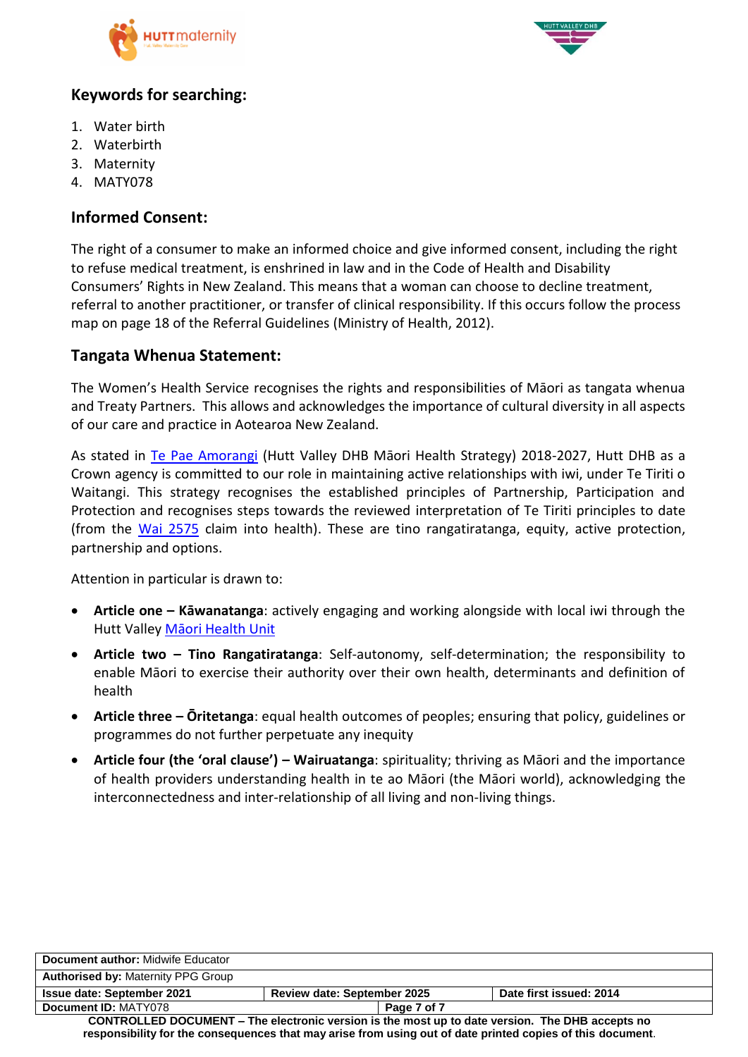## Keywords for searching:

1. Water birth
2. Waterbirth
3. Maternity
4. MATY078

## Informed Consent:

The right of a consumer to make an informed choice and give informed consent, including the right to refuse medical treatment, is enshrined in law and in the Code of Health and Disability Consumers' Rights in New Zealand. This means that a woman can choose to decline treatment, referral to another practitioner, or transfer of clinical responsibility. If this occurs follow the process map on page 18 of the Referral Guidelines (Ministry of Health, 2012).

## Tangata Whenua Statement:

The Women's Health Service recognises the rights and responsibilities of Māori as tangata whenua and Treaty Partners. This allows and acknowledges the importance of cultural diversity in all aspects of our care and practice in Aotearoa New Zealand.

As stated in Te Pae Amorangi (Hutt Valley DHB Māori Health Strategy) 2018-2027, Hutt DHB as a Crown agency is committed to our role in maintaining active relationships with iwi, under Te Tiriti o Waitangi. This strategy recognises the established principles of Partnership, Participation and Protection and recognises steps towards the reviewed interpretation of Te Tiriti principles to date (from the Wai 2575 claim into health). These are tino rangatiratanga, equity, active protection, partnership and options.

Attention in particular is drawn to:

- **Article one – Kāwanatanga**: actively engaging and working alongside with local iwi through the Hutt Valley Māori Health Unit
- **Article two – Tino Rangatiratanga**: Self-autonomy, self-determination; the responsibility to enable Māori to exercise their authority over their own health, determinants and definition of health
- **Article three – Ōritetanga**: equal health outcomes of peoples; ensuring that policy, guidelines or programmes do not further perpetuate any inequity
- **Article four (the 'oral clause') – Wairuatanga**: spirituality; thriving as Māori and the importance of health providers understanding health in te ao Māori (the Māori world), acknowledging the interconnectedness and inter-relationship of all living and non-living things.

| | | |
|---|---|---|
| **Document author:** Midwife Educator | | |
| **Authorised by:** Maternity PPG Group | | |
| **Issue date: September 2021** | **Review date: September 2025** | **Date first issued: 2014** |
| **Document ID:** MATY078 | | |

**CONTROLLED DOCUMENT – The electronic version is the most up to date version. The DHB accepts no responsibility for the consequences that may arise from using out of date printed copies of this document.**